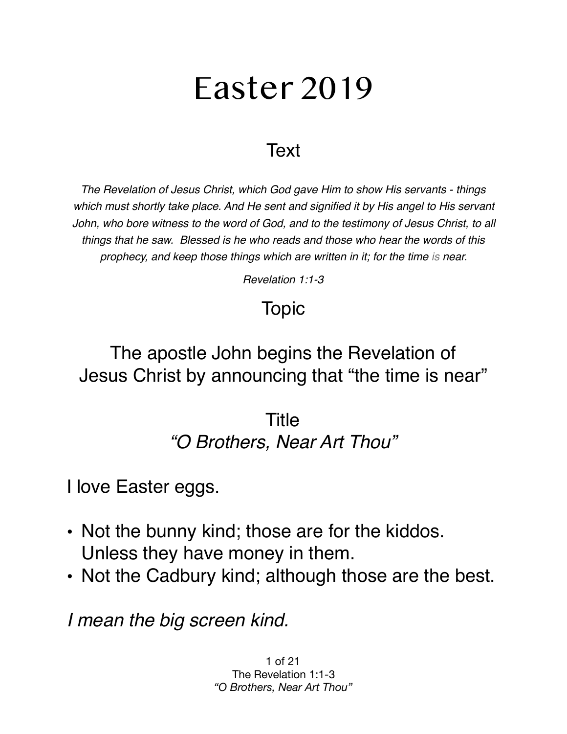# Easter 2019

## Text

*The Revelation of Jesus Christ, which God gave Him to show His servants - things which must shortly take place. And He sent and signified it by His angel to His servant John, who bore witness to the word of God, and to the testimony of Jesus Christ, to all things that he saw. Blessed is he who reads and those who hear the words of this prophecy, and keep those things which are written in it; for the time is near.*

*Revelation 1:1-3*

## Topic

The apostle John begins the Revelation of Jesus Christ by announcing that "the time is near"

## Title

*"O Brothers, Near Art Thou"*

I love Easter eggs.

- Not the bunny kind; those are for the kiddos. Unless they have money in them.
- Not the Cadbury kind; although those are the best.

*I mean the big screen kind.*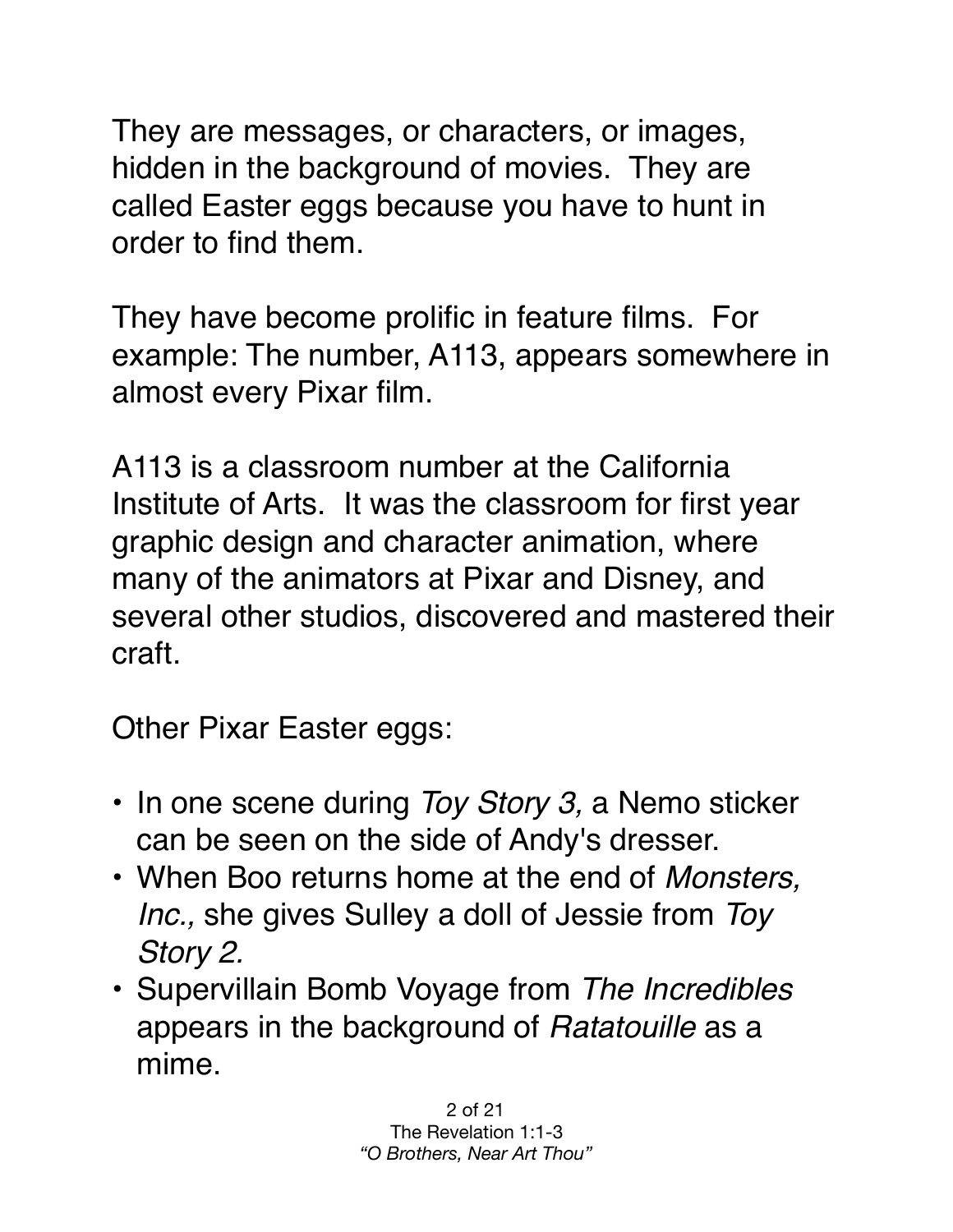They are messages, or characters, or images, hidden in the background of movies. They are called Easter eggs because you have to hunt in order to find them.

They have become prolific in feature films. For example: The number, A113, appears somewhere in almost every Pixar film.

A113 is a classroom number at the California Institute of Arts. It was the classroom for first year graphic design and character animation, where many of the animators at Pixar and Disney, and several other studios, discovered and mastered their craft.

Other Pixar Easter eggs:

- In one scene during *Toy Story 3,* a Nemo sticker can be seen on the side of Andy's dresser.
- When Boo returns home at the end of *Monsters, Inc.,* she gives Sulley a doll of Jessie from *Toy Story 2.*
- Supervillain Bomb Voyage from *The Incredibles* appears in the background of *Ratatouille* as a mime.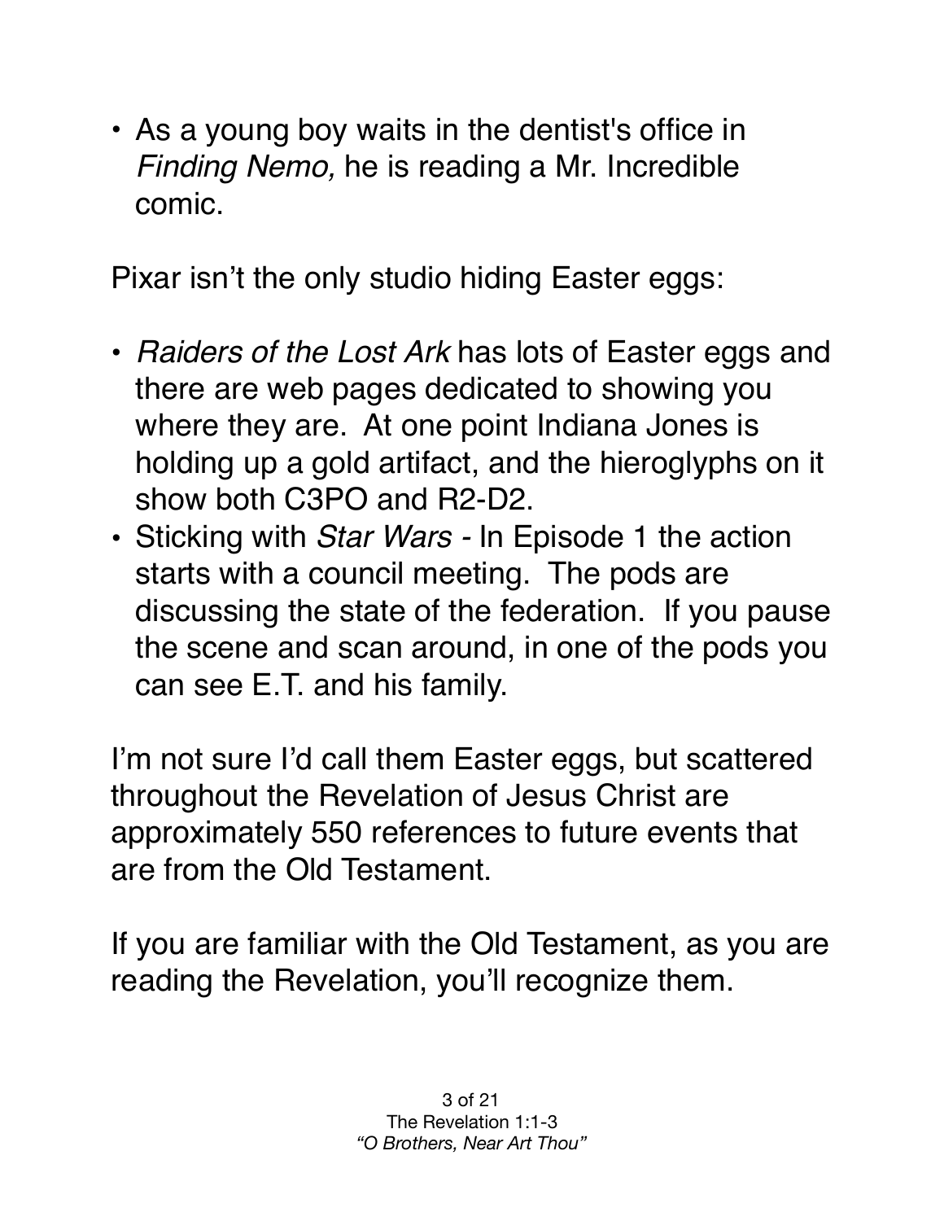- As a young boy waits in the dentist's office in *Finding Nemo,* he is reading a Mr. Incredible comic.

Pixar isn't the only studio hiding Easter eggs:

- *Raiders of the Lost Ark* has lots of Easter eggs and there are web pages dedicated to showing you where they are. At one point Indiana Jones is holding up a gold artifact, and the hieroglyphs on it show both C3PO and R2-D2.
- Sticking with *Star Wars* - In Episode 1 the action starts with a council meeting. The pods are discussing the state of the federation. If you pause the scene and scan around, in one of the pods you can see E.T. and his family.

I'm not sure I'd call them Easter eggs, but scattered throughout the Revelation of Jesus Christ are approximately 550 references to future events that are from the Old Testament.

If you are familiar with the Old Testament, as you are reading the Revelation, you'll recognize them.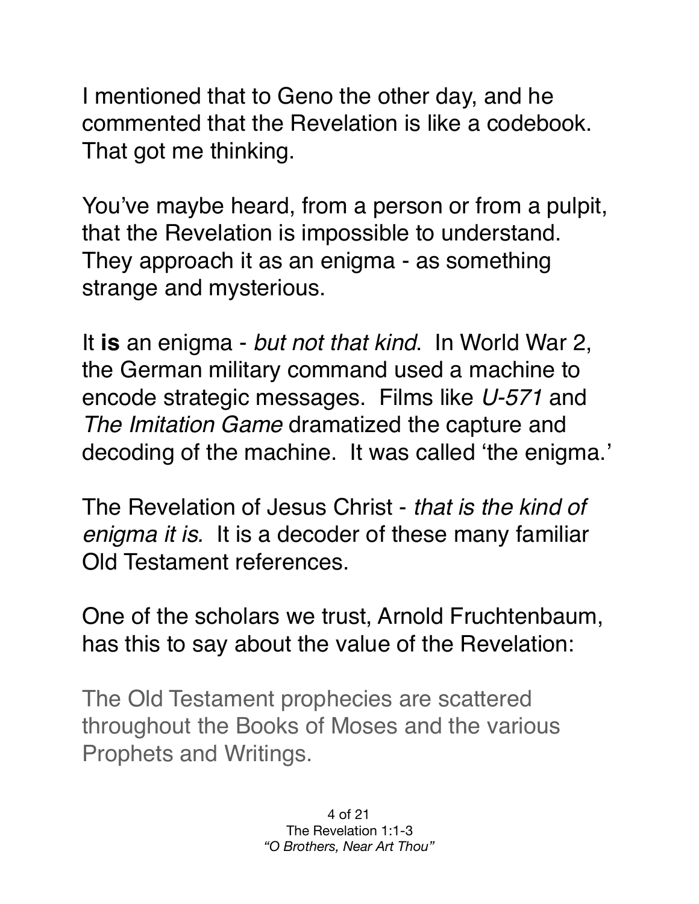I mentioned that to Geno the other day, and he commented that the Revelation is like a codebook. That got me thinking.

You've maybe heard, from a person or from a pulpit, that the Revelation is impossible to understand. They approach it as an enigma - as something strange and mysterious.

It **is** an enigma - *but not that kind*. In World War 2, the German military command used a machine to encode strategic messages. Films like *U-571* and *The Imitation Game* dramatized the capture and decoding of the machine. It was called 'the enigma.'

The Revelation of Jesus Christ - *that is the kind of enigma it is.* It is a decoder of these many familiar Old Testament references.

One of the scholars we trust, Arnold Fruchtenbaum, has this to say about the value of the Revelation:

> The Old Testament prophecies are scattered throughout the Books of Moses and the various Prophets and Writings.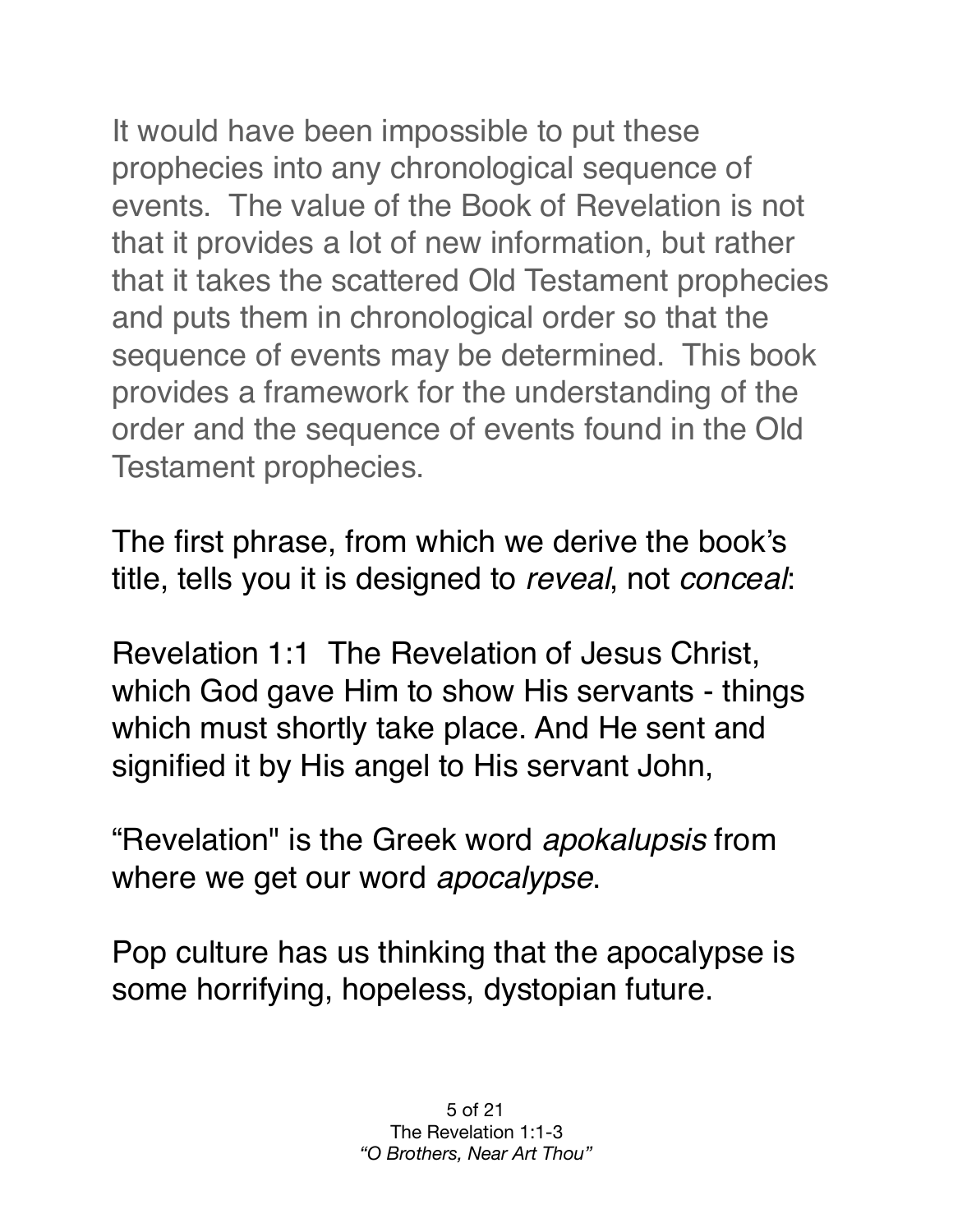It would have been impossible to put these prophecies into any chronological sequence of events. The value of the Book of Revelation is not that it provides a lot of new information, but rather that it takes the scattered Old Testament prophecies and puts them in chronological order so that the sequence of events may be determined. This book provides a framework for the understanding of the order and the sequence of events found in the Old Testament prophecies.

The first phrase, from which we derive the book's title, tells you it is designed to *reveal*, not *conceal*:

Revelation 1:1 The Revelation of Jesus Christ, which God gave Him to show His servants - things which must shortly take place. And He sent and signified it by His angel to His servant John,

"Revelation" is the Greek word *apokalupsis* from where we get our word *apocalypse*.

Pop culture has us thinking that the apocalypse is some horrifying, hopeless, dystopian future.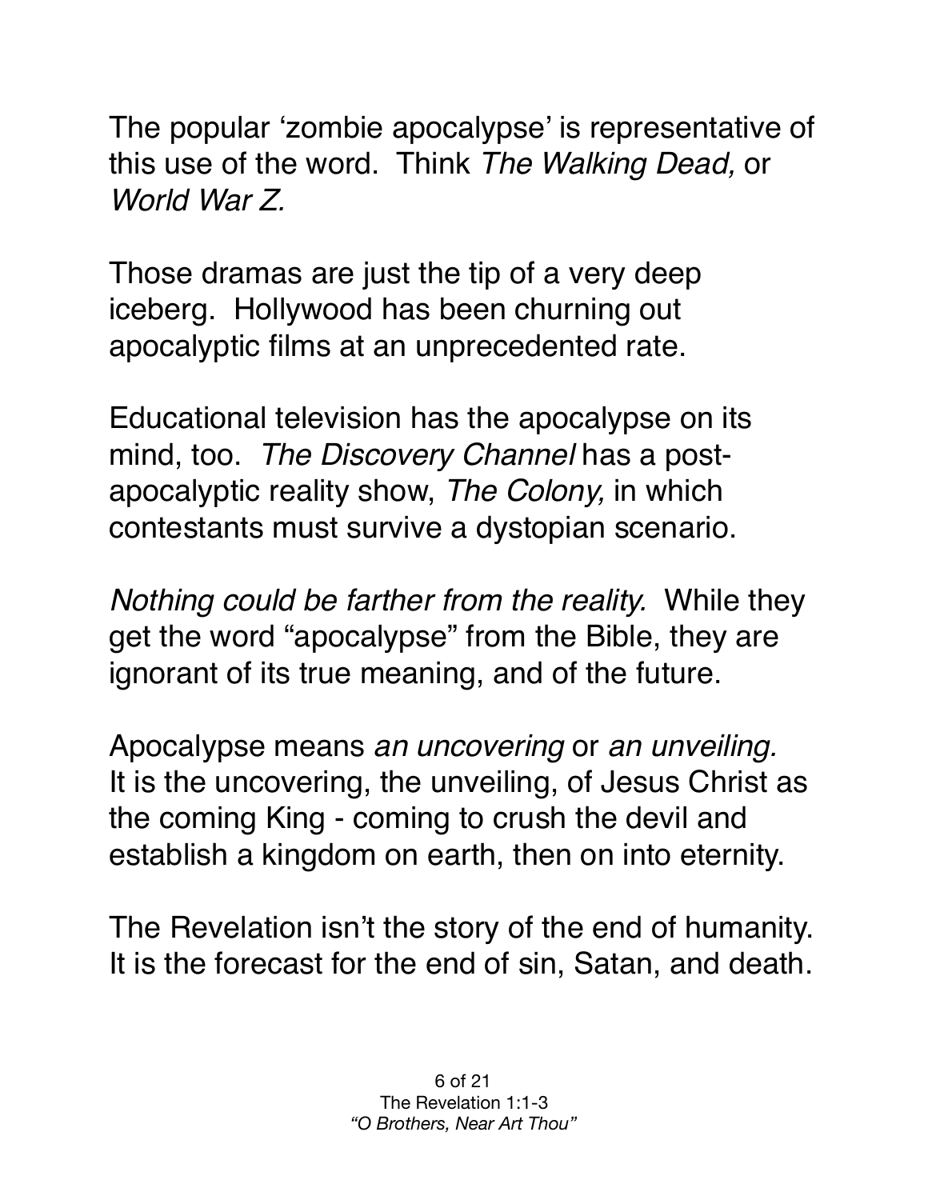The popular 'zombie apocalypse' is representative of this use of the word. Think *The Walking Dead,* or *World War Z.*

Those dramas are just the tip of a very deep iceberg. Hollywood has been churning out apocalyptic films at an unprecedented rate.

Educational television has the apocalypse on its mind, too. *The Discovery Channel* has a post-apocalyptic reality show, *The Colony,* in which contestants must survive a dystopian scenario.

*Nothing could be farther from the reality.* While they get the word "apocalypse" from the Bible, they are ignorant of its true meaning, and of the future.

Apocalypse means *an uncovering* or *an unveiling.* It is the uncovering, the unveiling, of Jesus Christ as the coming King - coming to crush the devil and establish a kingdom on earth, then on into eternity.

The Revelation isn't the story of the end of humanity. It is the forecast for the end of sin, Satan, and death.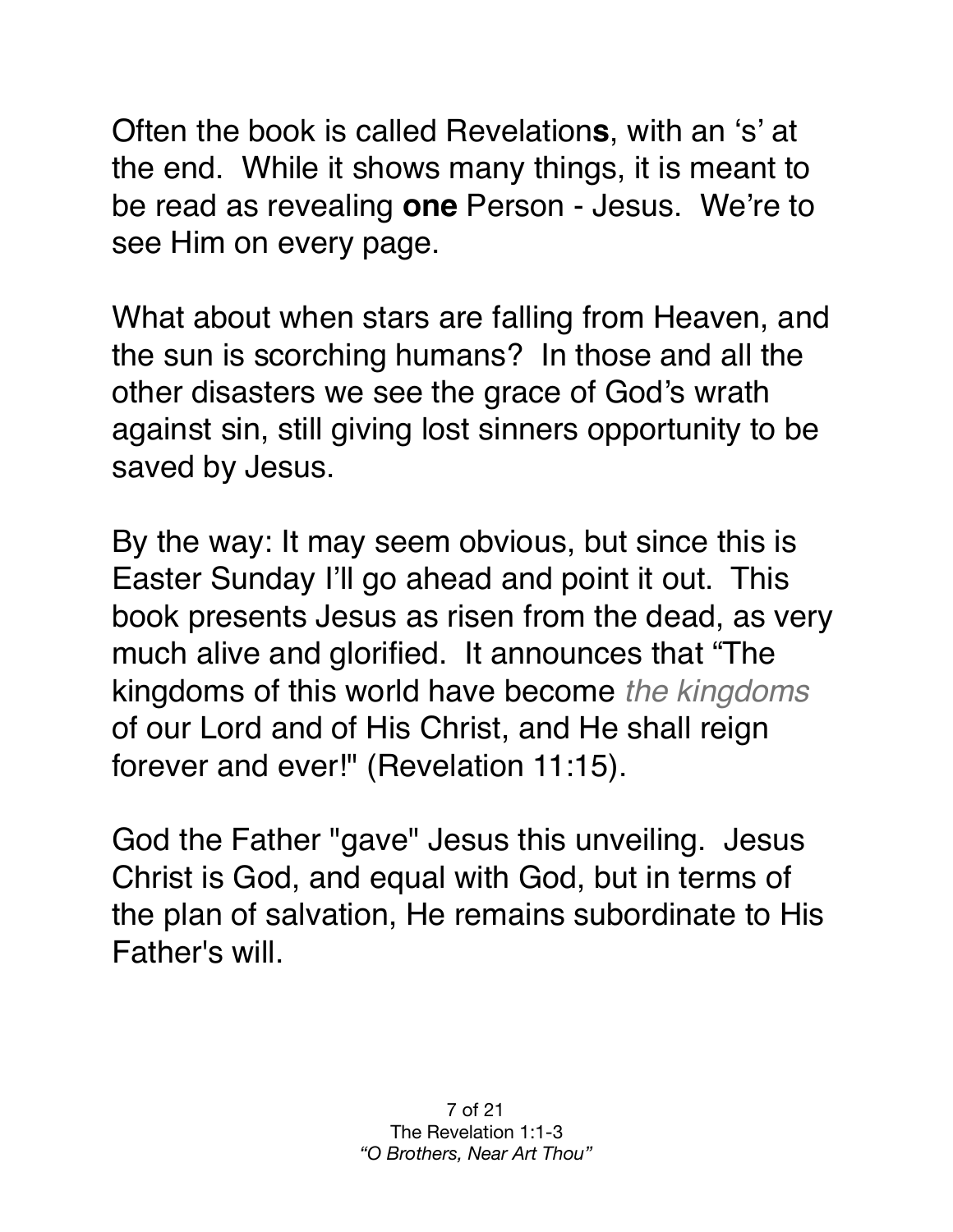Often the book is called Revelation**s**, with an 's' at the end. While it shows many things, it is meant to be read as revealing **one** Person - Jesus. We're to see Him on every page.

What about when stars are falling from Heaven, and the sun is scorching humans? In those and all the other disasters we see the grace of God's wrath against sin, still giving lost sinners opportunity to be saved by Jesus.

By the way: It may seem obvious, but since this is Easter Sunday I'll go ahead and point it out. This book presents Jesus as risen from the dead, as very much alive and glorified. It announces that "The kingdoms of this world have become *the kingdoms* of our Lord and of His Christ, and He shall reign forever and ever!" (Revelation 11:15).

God the Father "gave" Jesus this unveiling. Jesus Christ is God, and equal with God, but in terms of the plan of salvation, He remains subordinate to His Father's will.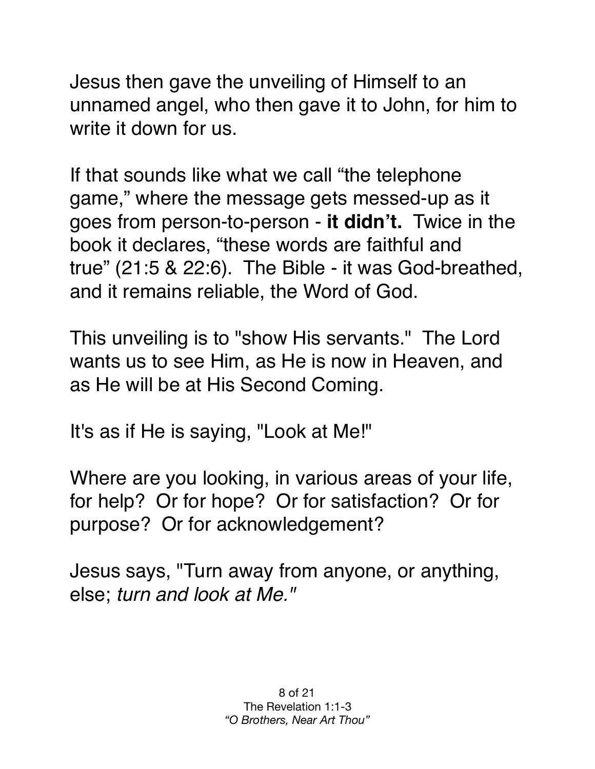Jesus then gave the unveiling of Himself to an unnamed angel, who then gave it to John, for him to write it down for us.

If that sounds like what we call "the telephone game," where the message gets messed-up as it goes from person-to-person - **it didn't.** Twice in the book it declares, "these words are faithful and true" (21:5 & 22:6). The Bible - it was God-breathed, and it remains reliable, the Word of God.

This unveiling is to "show His servants." The Lord wants us to see Him, as He is now in Heaven, and as He will be at His Second Coming.

It's as if He is saying, "Look at Me!"

Where are you looking, in various areas of your life, for help? Or for hope? Or for satisfaction? Or for purpose? Or for acknowledgement?

Jesus says, "Turn away from anyone, or anything, else; *turn and look at Me."*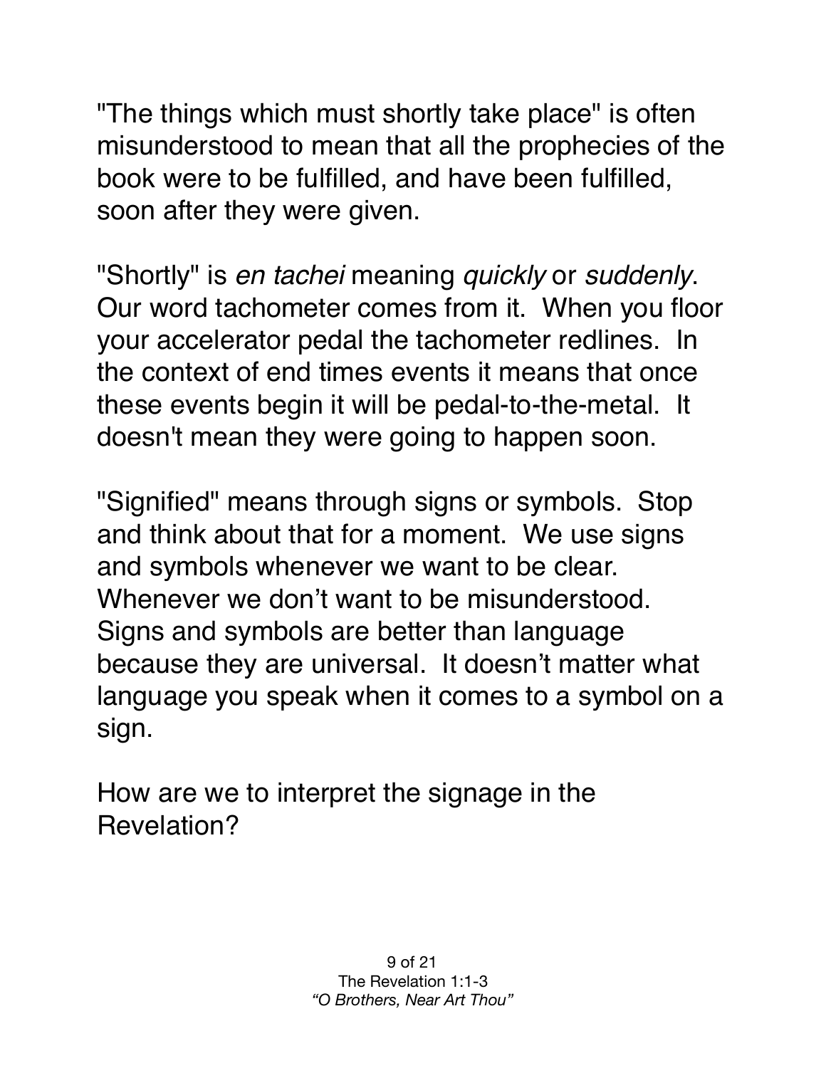"The things which must shortly take place" is often misunderstood to mean that all the prophecies of the book were to be fulfilled, and have been fulfilled, soon after they were given.

"Shortly" is *en tachei* meaning *quickly* or *suddenly*. Our word tachometer comes from it. When you floor your accelerator pedal the tachometer redlines. In the context of end times events it means that once these events begin it will be pedal-to-the-metal. It doesn't mean they were going to happen soon.

"Signified" means through signs or symbols. Stop and think about that for a moment. We use signs and symbols whenever we want to be clear. Whenever we don't want to be misunderstood. Signs and symbols are better than language because they are universal. It doesn't matter what language you speak when it comes to a symbol on a sign.

How are we to interpret the signage in the Revelation?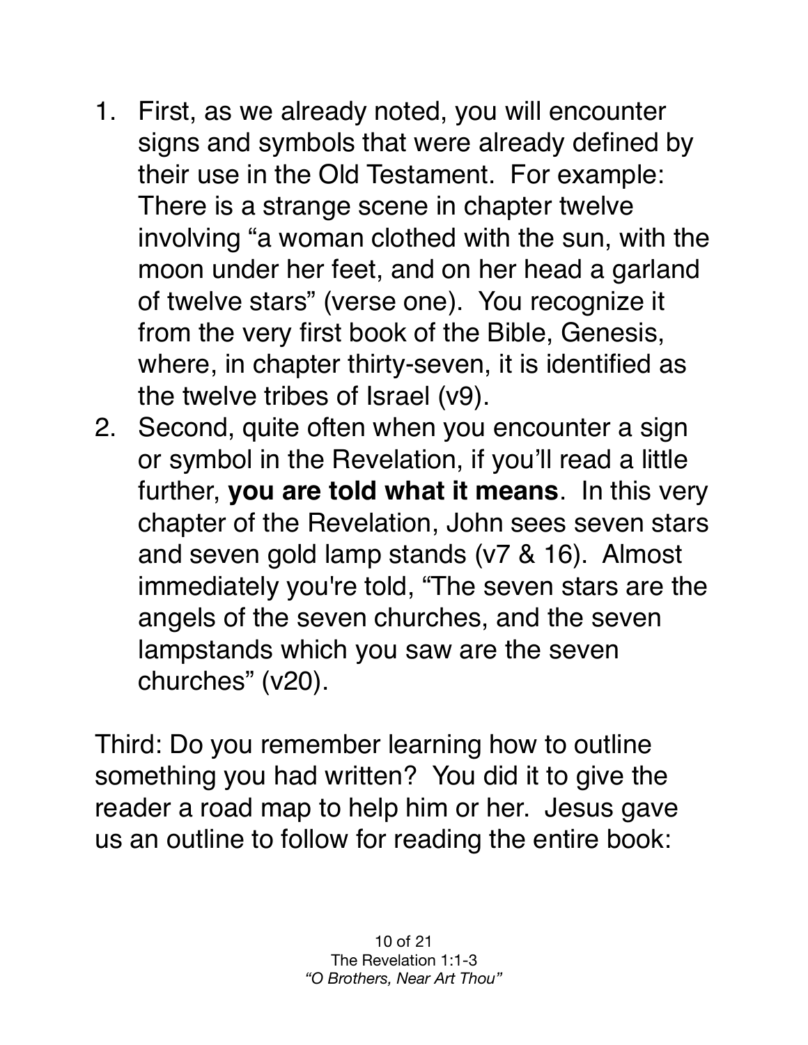1. First, as we already noted, you will encounter signs and symbols that were already defined by their use in the Old Testament. For example: There is a strange scene in chapter twelve involving "a woman clothed with the sun, with the moon under her feet, and on her head a garland of twelve stars" (verse one). You recognize it from the very first book of the Bible, Genesis, where, in chapter thirty-seven, it is identified as the twelve tribes of Israel (v9).
2. Second, quite often when you encounter a sign or symbol in the Revelation, if you'll read a little further, **you are told what it means**. In this very chapter of the Revelation, John sees seven stars and seven gold lamp stands (v7 & 16). Almost immediately you're told, "The seven stars are the angels of the seven churches, and the seven lampstands which you saw are the seven churches" (v20).

Third: Do you remember learning how to outline something you had written? You did it to give the reader a road map to help him or her. Jesus gave us an outline to follow for reading the entire book: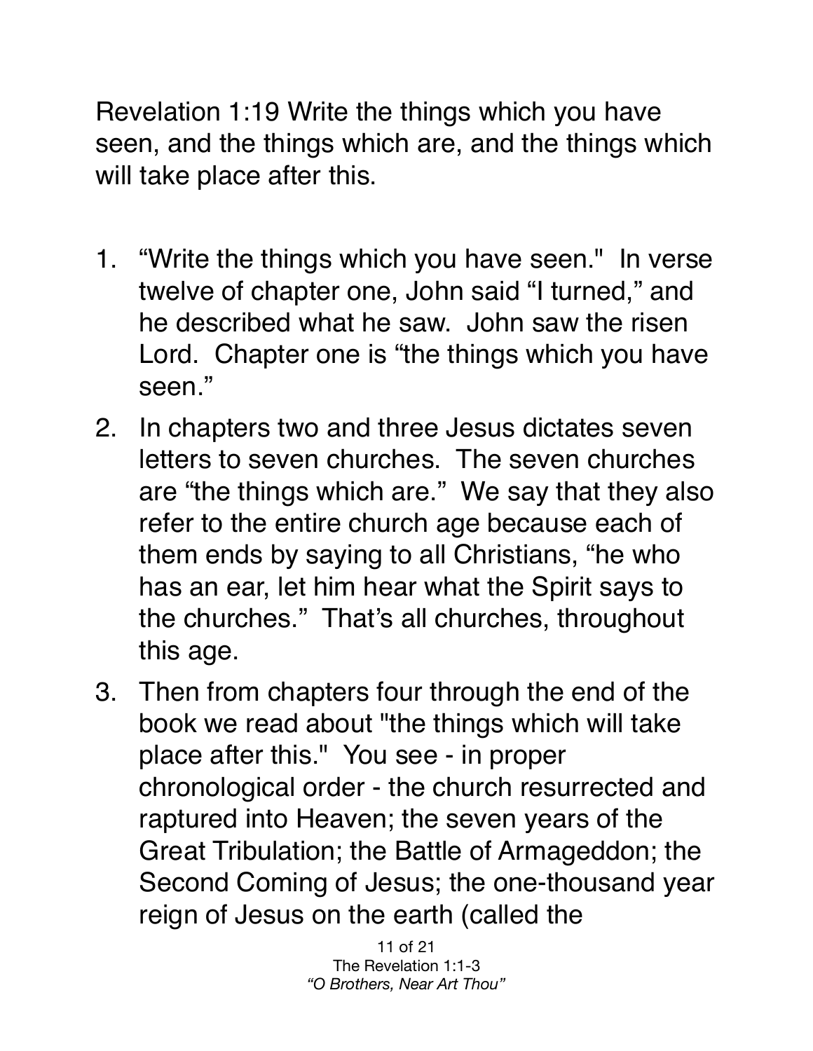Revelation 1:19 Write the things which you have seen, and the things which are, and the things which will take place after this.

1. "Write the things which you have seen." In verse twelve of chapter one, John said "I turned," and he described what he saw. John saw the risen Lord. Chapter one is "the things which you have seen."
2. In chapters two and three Jesus dictates seven letters to seven churches. The seven churches are "the things which are." We say that they also refer to the entire church age because each of them ends by saying to all Christians, "he who has an ear, let him hear what the Spirit says to the churches." That's all churches, throughout this age.
3. Then from chapters four through the end of the book we read about "the things which will take place after this." You see - in proper chronological order - the church resurrected and raptured into Heaven; the seven years of the Great Tribulation; the Battle of Armageddon; the Second Coming of Jesus; the one-thousand year reign of Jesus on the earth (called the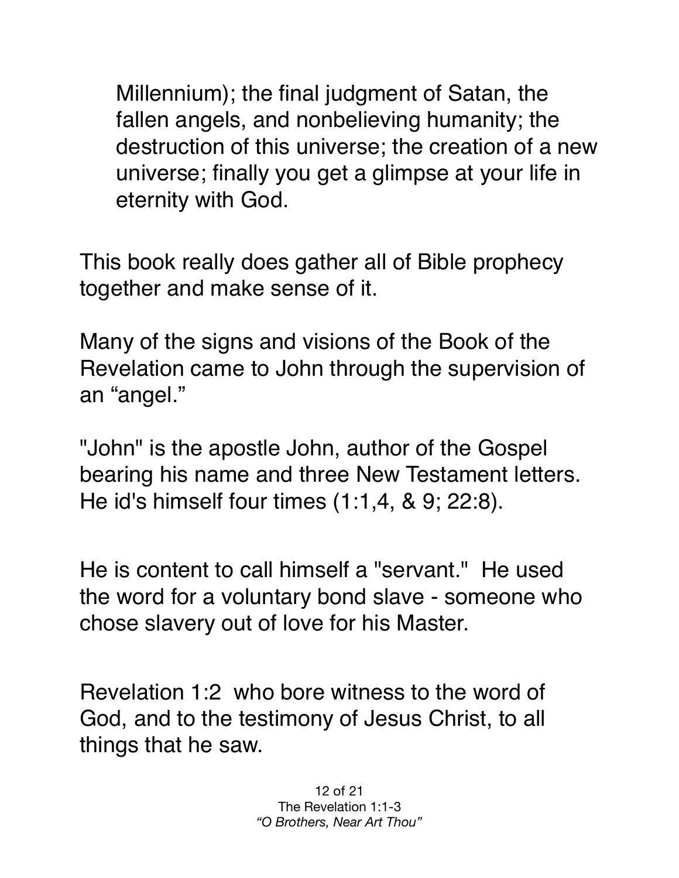Millennium); the final judgment of Satan, the fallen angels, and nonbelieving humanity; the destruction of this universe; the creation of a new universe; finally you get a glimpse at your life in eternity with God.

This book really does gather all of Bible prophecy together and make sense of it.

Many of the signs and visions of the Book of the Revelation came to John through the supervision of an "angel."

"John" is the apostle John, author of the Gospel bearing his name and three New Testament letters. He id's himself four times (1:1,4, & 9; 22:8).

He is content to call himself a "servant." He used the word for a voluntary bond slave - someone who chose slavery out of love for his Master.

Revelation 1:2 who bore witness to the word of God, and to the testimony of Jesus Christ, to all things that he saw.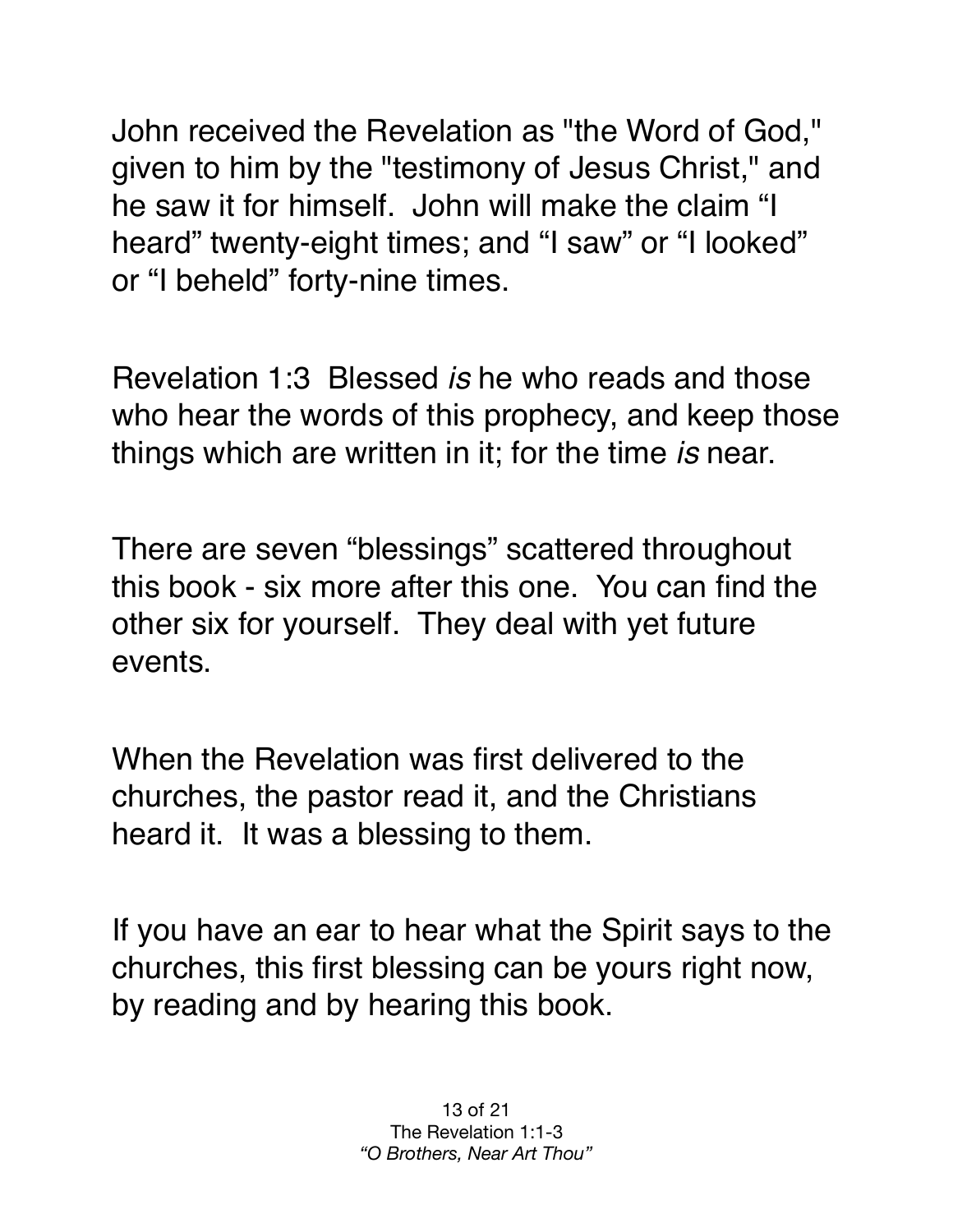John received the Revelation as "the Word of God," given to him by the "testimony of Jesus Christ," and he saw it for himself. John will make the claim “I heard” twenty-eight times; and “I saw” or “I looked” or “I beheld” forty-nine times.

Revelation 1:3 Blessed *is* he who reads and those who hear the words of this prophecy, and keep those things which are written in it; for the time *is* near.

There are seven “blessings” scattered throughout this book - six more after this one. You can find the other six for yourself. They deal with yet future events.

When the Revelation was first delivered to the churches, the pastor read it, and the Christians heard it. It was a blessing to them.

If you have an ear to hear what the Spirit says to the churches, this first blessing can be yours right now, by reading and by hearing this book.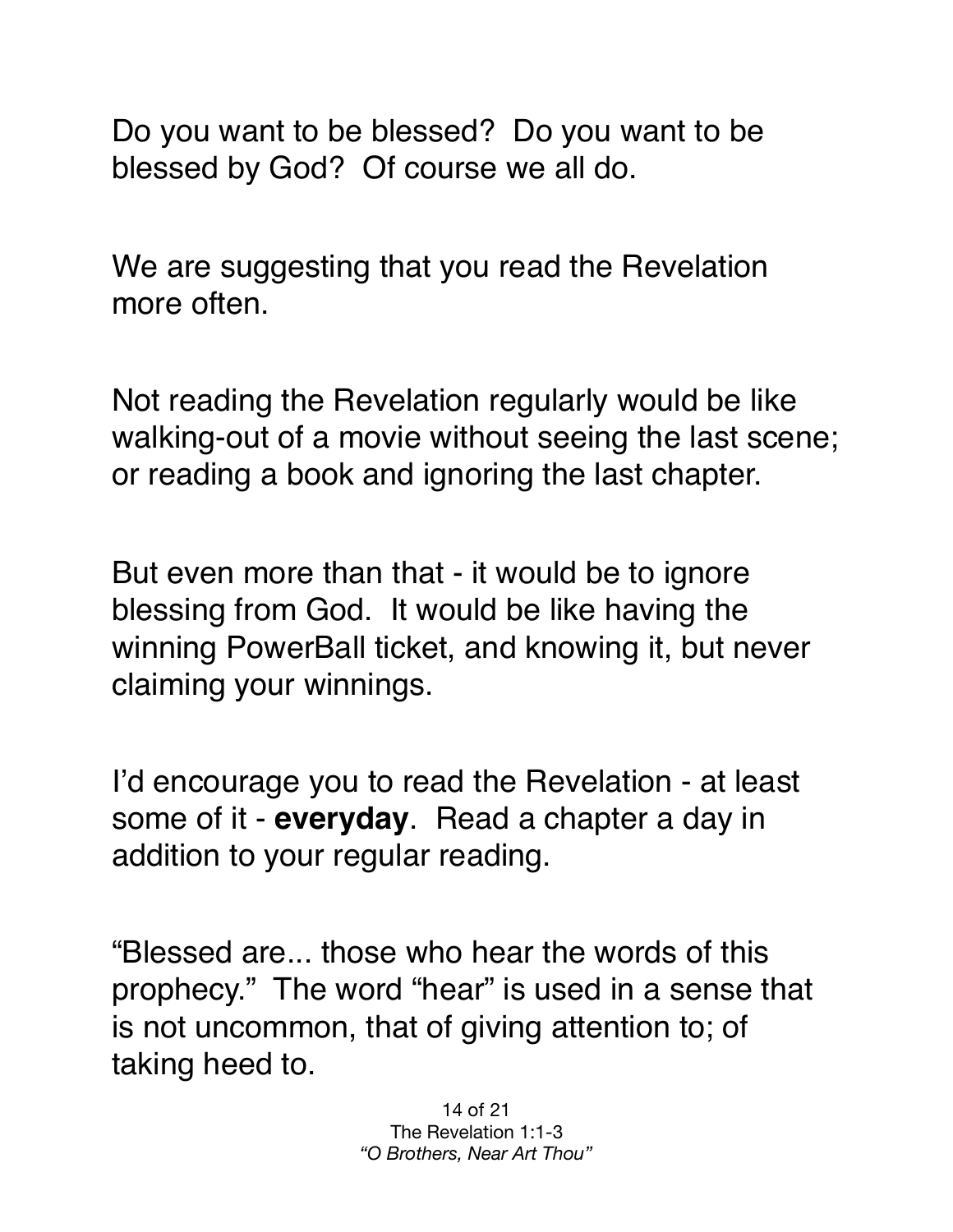Do you want to be blessed? Do you want to be blessed by God? Of course we all do.

We are suggesting that you read the Revelation more often.

Not reading the Revelation regularly would be like walking-out of a movie without seeing the last scene; or reading a book and ignoring the last chapter.

But even more than that - it would be to ignore blessing from God. It would be like having the winning PowerBall ticket, and knowing it, but never claiming your winnings.

I'd encourage you to read the Revelation - at least some of it - **everyday**. Read a chapter a day in addition to your regular reading.

"Blessed are... those who hear the words of this prophecy." The word "hear" is used in a sense that is not uncommon, that of giving attention to; of taking heed to.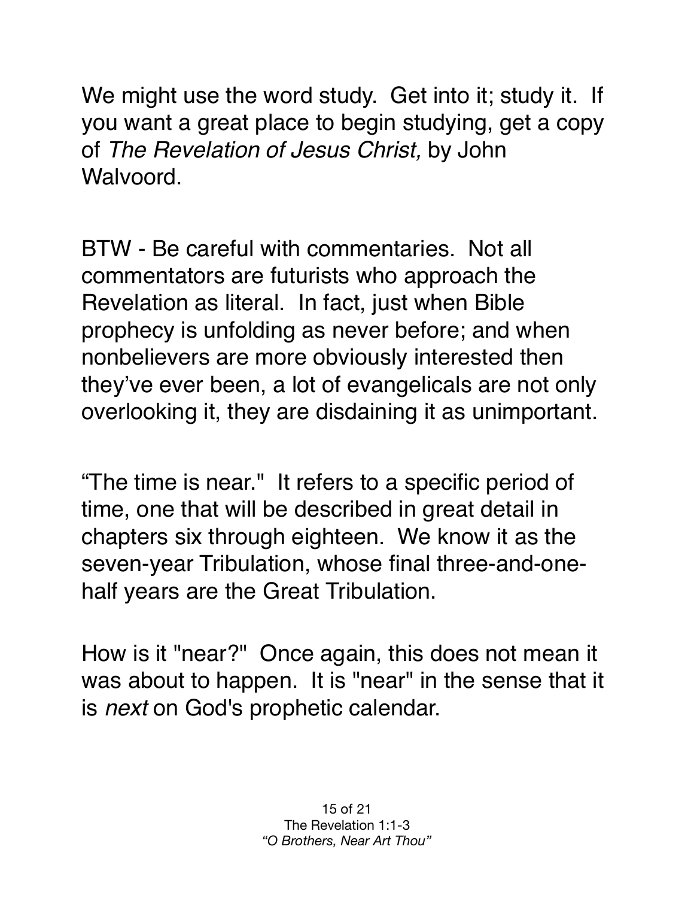We might use the word study. Get into it; study it. If you want a great place to begin studying, get a copy of *The Revelation of Jesus Christ,* by John Walvoord.

BTW - Be careful with commentaries. Not all commentators are futurists who approach the Revelation as literal. In fact, just when Bible prophecy is unfolding as never before; and when nonbelievers are more obviously interested then they've ever been, a lot of evangelicals are not only overlooking it, they are disdaining it as unimportant.

"The time is near." It refers to a specific period of time, one that will be described in great detail in chapters six through eighteen. We know it as the seven-year Tribulation, whose final three-and-one-half years are the Great Tribulation.

How is it "near?" Once again, this does not mean it was about to happen. It is "near" in the sense that it is *next* on God's prophetic calendar.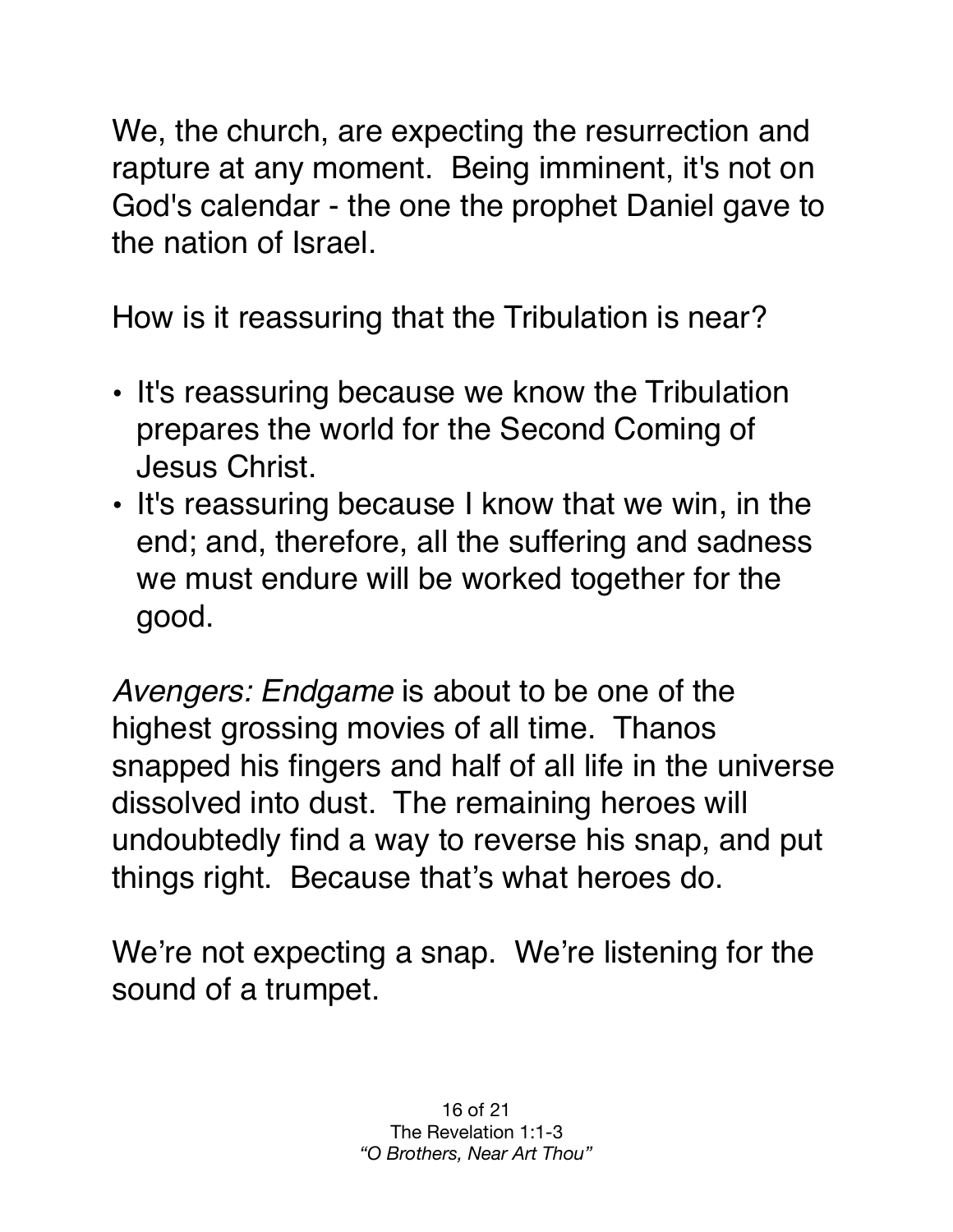We, the church, are expecting the resurrection and rapture at any moment. Being imminent, it's not on God's calendar - the one the prophet Daniel gave to the nation of Israel.

How is it reassuring that the Tribulation is near?

- It's reassuring because we know the Tribulation prepares the world for the Second Coming of Jesus Christ.
- It's reassuring because I know that we win, in the end; and, therefore, all the suffering and sadness we must endure will be worked together for the good.

*Avengers: Endgame* is about to be one of the highest grossing movies of all time. Thanos snapped his fingers and half of all life in the universe dissolved into dust. The remaining heroes will undoubtedly find a way to reverse his snap, and put things right. Because that's what heroes do.

We're not expecting a snap. We're listening for the sound of a trumpet.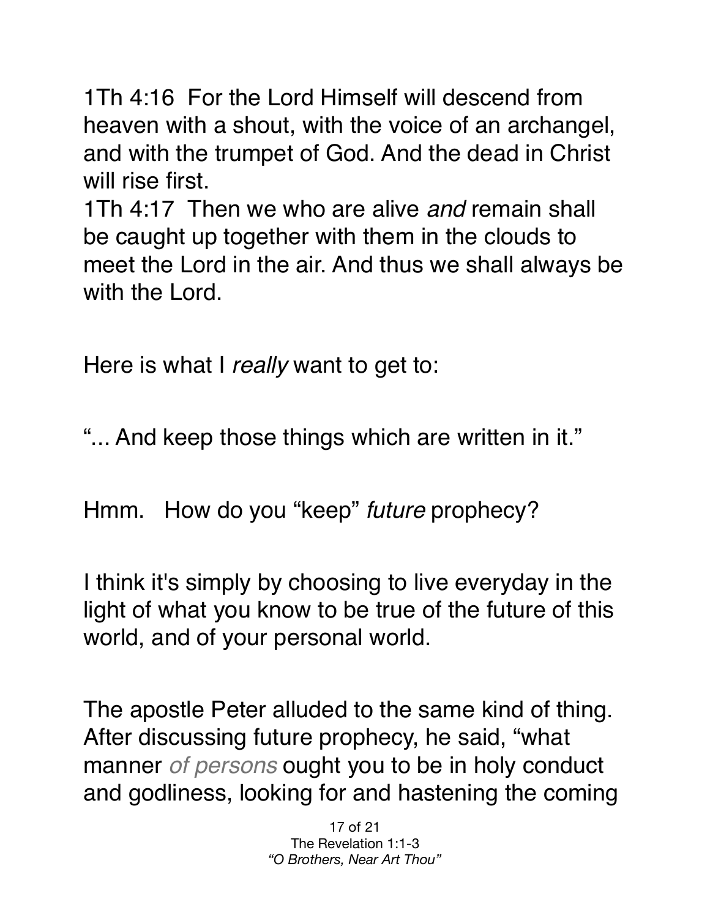1Th 4:16 For the Lord Himself will descend from heaven with a shout, with the voice of an archangel, and with the trumpet of God. And the dead in Christ will rise first.
1Th 4:17 Then we who are alive *and* remain shall be caught up together with them in the clouds to meet the Lord in the air. And thus we shall always be with the Lord.

Here is what I *really* want to get to:

"... And keep those things which are written in it."

Hmm. How do you "keep" *future* prophecy?

I think it's simply by choosing to live everyday in the light of what you know to be true of the future of this world, and of your personal world.

The apostle Peter alluded to the same kind of thing. After discussing future prophecy, he said, "what manner *of persons* ought you to be in holy conduct and godliness, looking for and hastening the coming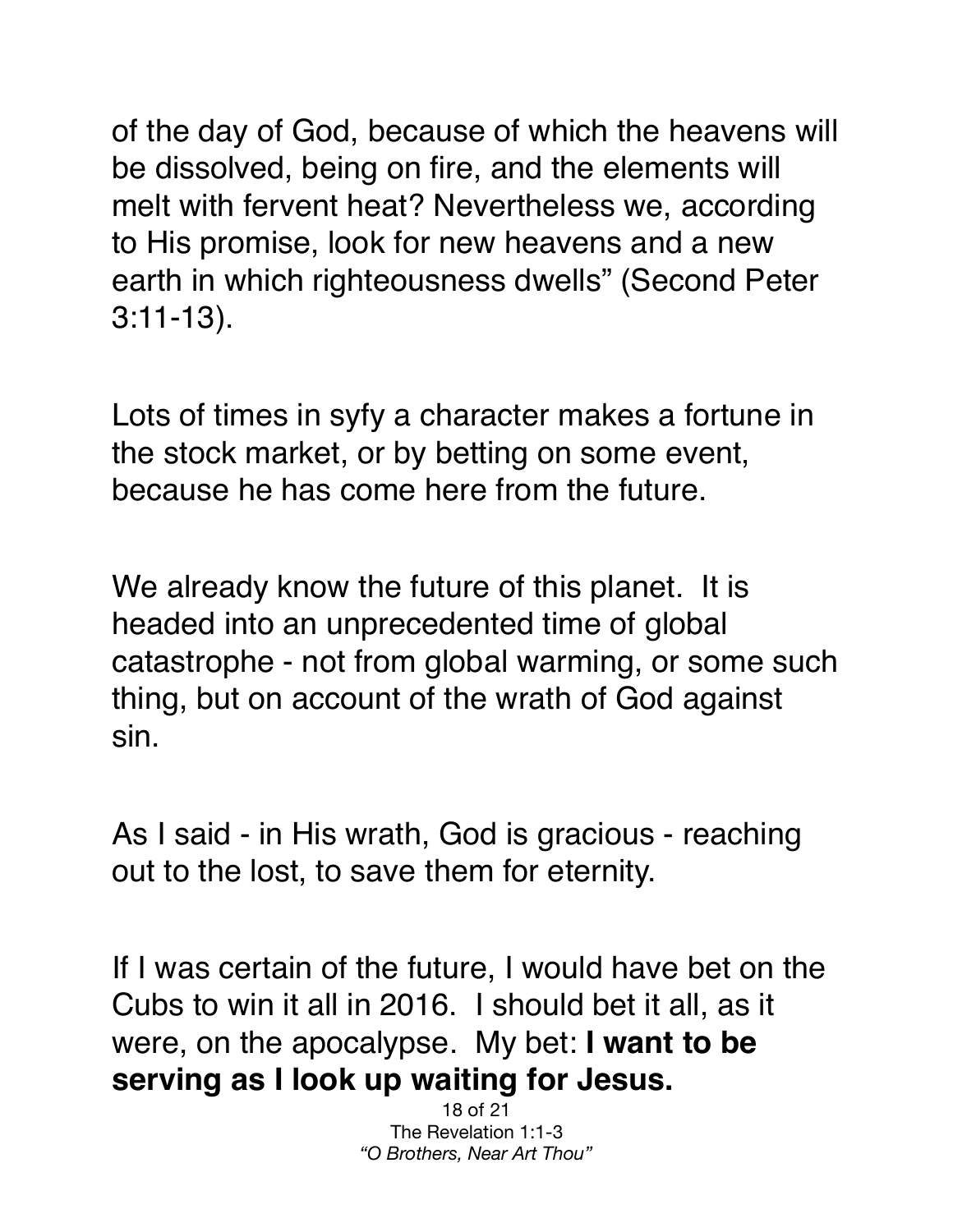of the day of God, because of which the heavens will be dissolved, being on fire, and the elements will melt with fervent heat? Nevertheless we, according to His promise, look for new heavens and a new earth in which righteousness dwells" (Second Peter 3:11-13).

Lots of times in syfy a character makes a fortune in the stock market, or by betting on some event, because he has come here from the future.

We already know the future of this planet. It is headed into an unprecedented time of global catastrophe - not from global warming, or some such thing, but on account of the wrath of God against sin.

As I said - in His wrath, God is gracious - reaching out to the lost, to save them for eternity.

If I was certain of the future, I would have bet on the Cubs to win it all in 2016. I should bet it all, as it were, on the apocalypse. My bet: **I want to be serving as I look up waiting for Jesus.**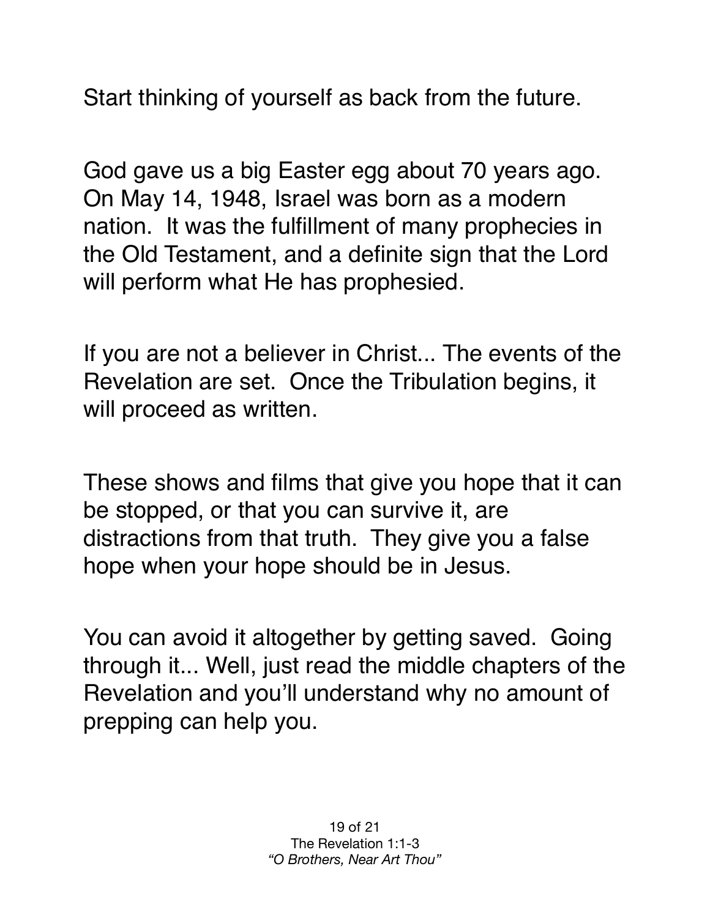Start thinking of yourself as back from the future.

God gave us a big Easter egg about 70 years ago. On May 14, 1948, Israel was born as a modern nation. It was the fulfillment of many prophecies in the Old Testament, and a definite sign that the Lord will perform what He has prophesied.

If you are not a believer in Christ... The events of the Revelation are set. Once the Tribulation begins, it will proceed as written.

These shows and films that give you hope that it can be stopped, or that you can survive it, are distractions from that truth. They give you a false hope when your hope should be in Jesus.

You can avoid it altogether by getting saved. Going through it... Well, just read the middle chapters of the Revelation and you'll understand why no amount of prepping can help you.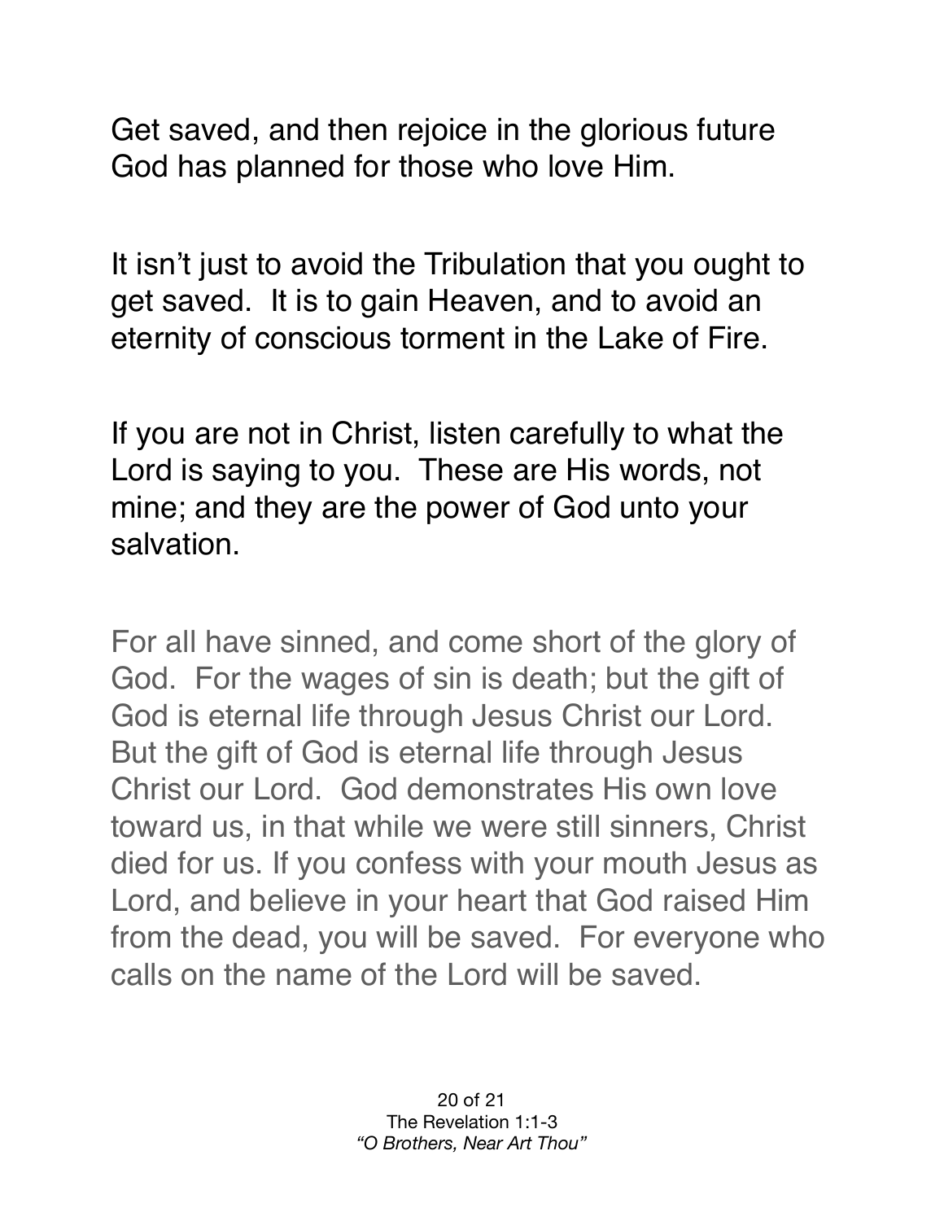Get saved, and then rejoice in the glorious future God has planned for those who love Him.

It isn't just to avoid the Tribulation that you ought to get saved. It is to gain Heaven, and to avoid an eternity of conscious torment in the Lake of Fire.

If you are not in Christ, listen carefully to what the Lord is saying to you. These are His words, not mine; and they are the power of God unto your salvation.

For all have sinned, and come short of the glory of God. For the wages of sin is death; but the gift of God is eternal life through Jesus Christ our Lord. But the gift of God is eternal life through Jesus Christ our Lord. God demonstrates His own love toward us, in that while we were still sinners, Christ died for us. If you confess with your mouth Jesus as Lord, and believe in your heart that God raised Him from the dead, you will be saved. For everyone who calls on the name of the Lord will be saved.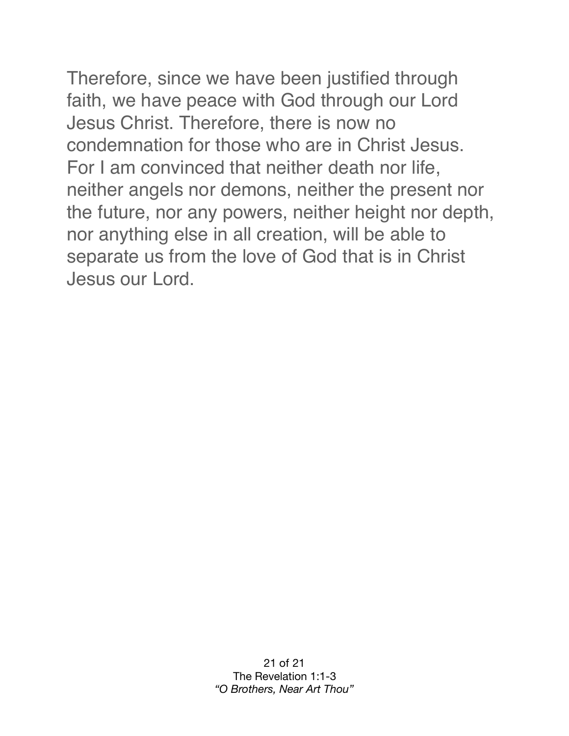Therefore, since we have been justified through faith, we have peace with God through our Lord Jesus Christ. Therefore, there is now no condemnation for those who are in Christ Jesus. For I am convinced that neither death nor life, neither angels nor demons, neither the present nor the future, nor any powers, neither height nor depth, nor anything else in all creation, will be able to separate us from the love of God that is in Christ Jesus our Lord.